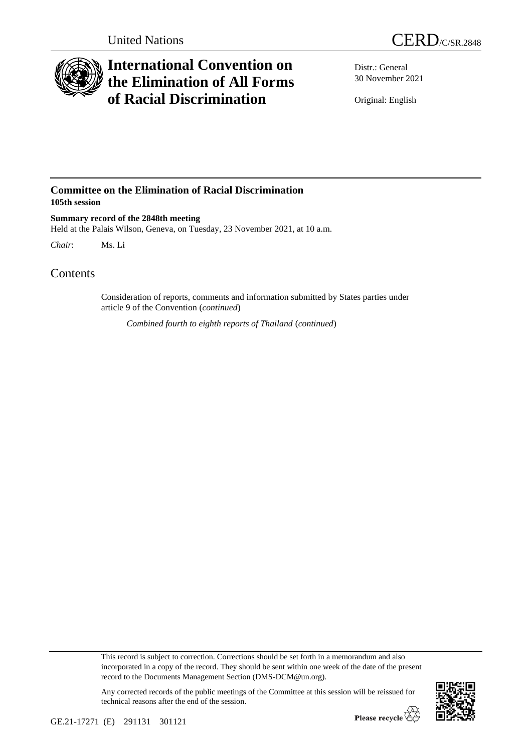United Nations

CERD/C/SR.2848

# International Convention on the Elimination of All Forms of Racial Discrimination

Distr.: General
30 November 2021

Original: English

## Committee on the Elimination of Racial Discrimination
**105th session**

**Summary record of the 2848th meeting**
Held at the Palais Wilson, Geneva, on Tuesday, 23 November 2021, at 10 a.m.

*Chair*: Ms. Li

# Contents

Consideration of reports, comments and information submitted by States parties under article 9 of the Convention (*continued*)

*Combined fourth to eighth reports of Thailand* (*continued*)

This record is subject to correction. Corrections should be set forth in a memorandum and also incorporated in a copy of the record. They should be sent within one week of the date of the present record to the Documents Management Section (DMS-DCM@un.org).

Any corrected records of the public meetings of the Committee at this session will be reissued for technical reasons after the end of the session.

GE.21-17271 (E) 291131 301121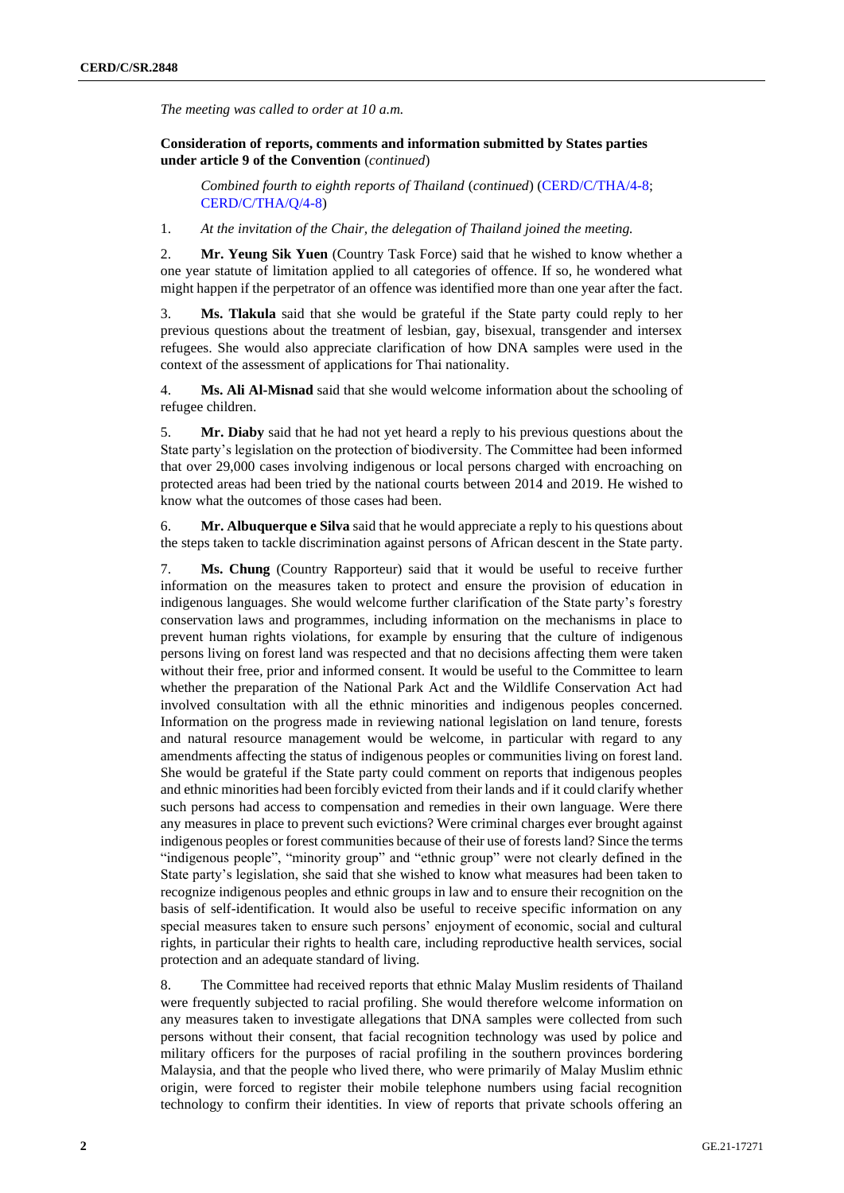*The meeting was called to order at 10 a.m.*

**Consideration of reports, comments and information submitted by States parties under article 9 of the Convention** (*continued*)

*Combined fourth to eighth reports of Thailand* (*continued*) (CERD/C/THA/4-8; CERD/C/THA/Q/4-8)

1. *At the invitation of the Chair, the delegation of Thailand joined the meeting.*

2. **Mr. Yeung Sik Yuen** (Country Task Force) said that he wished to know whether a one year statute of limitation applied to all categories of offence. If so, he wondered what might happen if the perpetrator of an offence was identified more than one year after the fact.

3. **Ms. Tlakula** said that she would be grateful if the State party could reply to her previous questions about the treatment of lesbian, gay, bisexual, transgender and intersex refugees. She would also appreciate clarification of how DNA samples were used in the context of the assessment of applications for Thai nationality.

4. **Ms. Ali Al-Misnad** said that she would welcome information about the schooling of refugee children.

5. **Mr. Diaby** said that he had not yet heard a reply to his previous questions about the State party's legislation on the protection of biodiversity. The Committee had been informed that over 29,000 cases involving indigenous or local persons charged with encroaching on protected areas had been tried by the national courts between 2014 and 2019. He wished to know what the outcomes of those cases had been.

6. **Mr. Albuquerque e Silva** said that he would appreciate a reply to his questions about the steps taken to tackle discrimination against persons of African descent in the State party.

7. **Ms. Chung** (Country Rapporteur) said that it would be useful to receive further information on the measures taken to protect and ensure the provision of education in indigenous languages. She would welcome further clarification of the State party's forestry conservation laws and programmes, including information on the mechanisms in place to prevent human rights violations, for example by ensuring that the culture of indigenous persons living on forest land was respected and that no decisions affecting them were taken without their free, prior and informed consent. It would be useful to the Committee to learn whether the preparation of the National Park Act and the Wildlife Conservation Act had involved consultation with all the ethnic minorities and indigenous peoples concerned. Information on the progress made in reviewing national legislation on land tenure, forests and natural resource management would be welcome, in particular with regard to any amendments affecting the status of indigenous peoples or communities living on forest land. She would be grateful if the State party could comment on reports that indigenous peoples and ethnic minorities had been forcibly evicted from their lands and if it could clarify whether such persons had access to compensation and remedies in their own language. Were there any measures in place to prevent such evictions? Were criminal charges ever brought against indigenous peoples or forest communities because of their use of forests land? Since the terms "indigenous people", "minority group" and "ethnic group" were not clearly defined in the State party's legislation, she said that she wished to know what measures had been taken to recognize indigenous peoples and ethnic groups in law and to ensure their recognition on the basis of self-identification. It would also be useful to receive specific information on any special measures taken to ensure such persons' enjoyment of economic, social and cultural rights, in particular their rights to health care, including reproductive health services, social protection and an adequate standard of living.

8. The Committee had received reports that ethnic Malay Muslim residents of Thailand were frequently subjected to racial profiling. She would therefore welcome information on any measures taken to investigate allegations that DNA samples were collected from such persons without their consent, that facial recognition technology was used by police and military officers for the purposes of racial profiling in the southern provinces bordering Malaysia, and that the people who lived there, who were primarily of Malay Muslim ethnic origin, were forced to register their mobile telephone numbers using facial recognition technology to confirm their identities. In view of reports that private schools offering an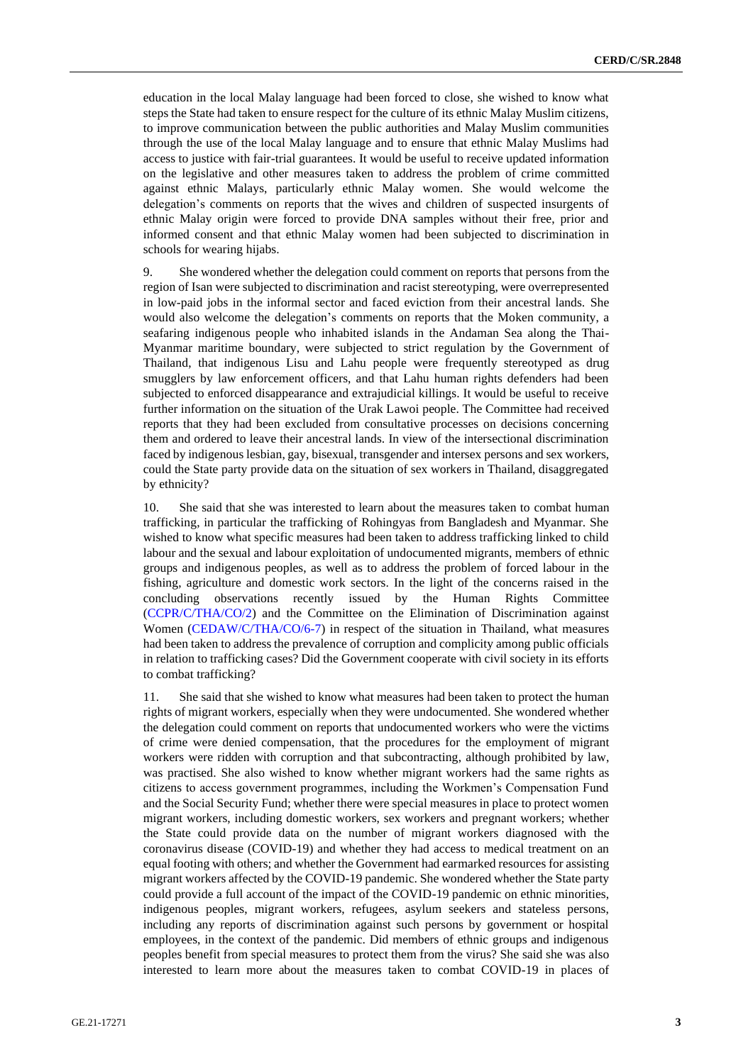education in the local Malay language had been forced to close, she wished to know what steps the State had taken to ensure respect for the culture of its ethnic Malay Muslim citizens, to improve communication between the public authorities and Malay Muslim communities through the use of the local Malay language and to ensure that ethnic Malay Muslims had access to justice with fair-trial guarantees. It would be useful to receive updated information on the legislative and other measures taken to address the problem of crime committed against ethnic Malays, particularly ethnic Malay women. She would welcome the delegation's comments on reports that the wives and children of suspected insurgents of ethnic Malay origin were forced to provide DNA samples without their free, prior and informed consent and that ethnic Malay women had been subjected to discrimination in schools for wearing hijabs.

9. She wondered whether the delegation could comment on reports that persons from the region of Isan were subjected to discrimination and racist stereotyping, were overrepresented in low-paid jobs in the informal sector and faced eviction from their ancestral lands. She would also welcome the delegation's comments on reports that the Moken community, a seafaring indigenous people who inhabited islands in the Andaman Sea along the Thai-Myanmar maritime boundary, were subjected to strict regulation by the Government of Thailand, that indigenous Lisu and Lahu people were frequently stereotyped as drug smugglers by law enforcement officers, and that Lahu human rights defenders had been subjected to enforced disappearance and extrajudicial killings. It would be useful to receive further information on the situation of the Urak Lawoi people. The Committee had received reports that they had been excluded from consultative processes on decisions concerning them and ordered to leave their ancestral lands. In view of the intersectional discrimination faced by indigenous lesbian, gay, bisexual, transgender and intersex persons and sex workers, could the State party provide data on the situation of sex workers in Thailand, disaggregated by ethnicity?

10. She said that she was interested to learn about the measures taken to combat human trafficking, in particular the trafficking of Rohingyas from Bangladesh and Myanmar. She wished to know what specific measures had been taken to address trafficking linked to child labour and the sexual and labour exploitation of undocumented migrants, members of ethnic groups and indigenous peoples, as well as to address the problem of forced labour in the fishing, agriculture and domestic work sectors. In the light of the concerns raised in the concluding observations recently issued by the Human Rights Committee (CCPR/C/THA/CO/2) and the Committee on the Elimination of Discrimination against Women (CEDAW/C/THA/CO/6-7) in respect of the situation in Thailand, what measures had been taken to address the prevalence of corruption and complicity among public officials in relation to trafficking cases? Did the Government cooperate with civil society in its efforts to combat trafficking?

11. She said that she wished to know what measures had been taken to protect the human rights of migrant workers, especially when they were undocumented. She wondered whether the delegation could comment on reports that undocumented workers who were the victims of crime were denied compensation, that the procedures for the employment of migrant workers were ridden with corruption and that subcontracting, although prohibited by law, was practised. She also wished to know whether migrant workers had the same rights as citizens to access government programmes, including the Workmen's Compensation Fund and the Social Security Fund; whether there were special measures in place to protect women migrant workers, including domestic workers, sex workers and pregnant workers; whether the State could provide data on the number of migrant workers diagnosed with the coronavirus disease (COVID-19) and whether they had access to medical treatment on an equal footing with others; and whether the Government had earmarked resources for assisting migrant workers affected by the COVID-19 pandemic. She wondered whether the State party could provide a full account of the impact of the COVID-19 pandemic on ethnic minorities, indigenous peoples, migrant workers, refugees, asylum seekers and stateless persons, including any reports of discrimination against such persons by government or hospital employees, in the context of the pandemic. Did members of ethnic groups and indigenous peoples benefit from special measures to protect them from the virus? She said she was also interested to learn more about the measures taken to combat COVID-19 in places of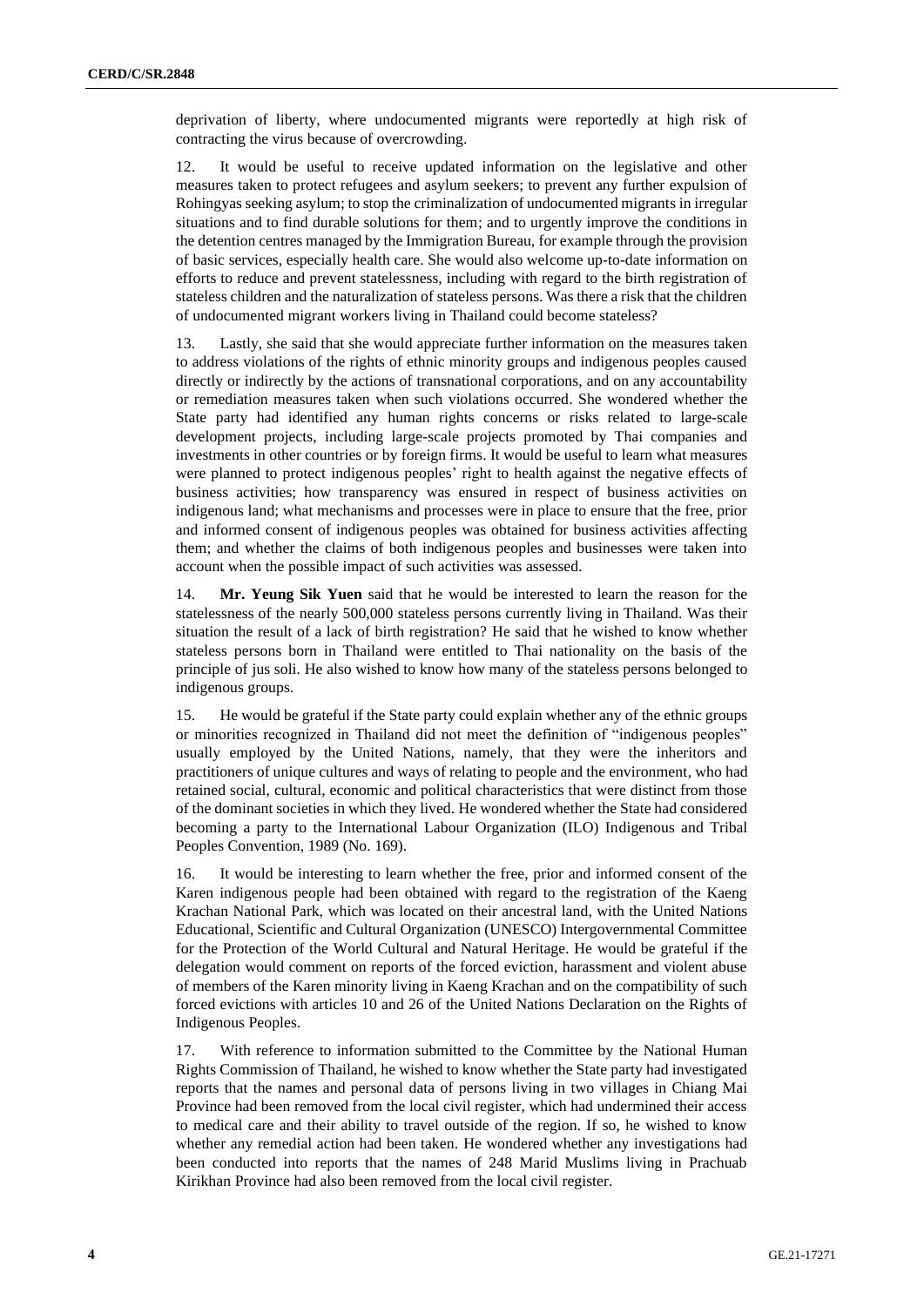deprivation of liberty, where undocumented migrants were reportedly at high risk of contracting the virus because of overcrowding.

12. It would be useful to receive updated information on the legislative and other measures taken to protect refugees and asylum seekers; to prevent any further expulsion of Rohingyas seeking asylum; to stop the criminalization of undocumented migrants in irregular situations and to find durable solutions for them; and to urgently improve the conditions in the detention centres managed by the Immigration Bureau, for example through the provision of basic services, especially health care. She would also welcome up-to-date information on efforts to reduce and prevent statelessness, including with regard to the birth registration of stateless children and the naturalization of stateless persons. Was there a risk that the children of undocumented migrant workers living in Thailand could become stateless?

13. Lastly, she said that she would appreciate further information on the measures taken to address violations of the rights of ethnic minority groups and indigenous peoples caused directly or indirectly by the actions of transnational corporations, and on any accountability or remediation measures taken when such violations occurred. She wondered whether the State party had identified any human rights concerns or risks related to large-scale development projects, including large-scale projects promoted by Thai companies and investments in other countries or by foreign firms. It would be useful to learn what measures were planned to protect indigenous peoples' right to health against the negative effects of business activities; how transparency was ensured in respect of business activities on indigenous land; what mechanisms and processes were in place to ensure that the free, prior and informed consent of indigenous peoples was obtained for business activities affecting them; and whether the claims of both indigenous peoples and businesses were taken into account when the possible impact of such activities was assessed.

14. **Mr. Yeung Sik Yuen** said that he would be interested to learn the reason for the statelessness of the nearly 500,000 stateless persons currently living in Thailand. Was their situation the result of a lack of birth registration? He said that he wished to know whether stateless persons born in Thailand were entitled to Thai nationality on the basis of the principle of jus soli. He also wished to know how many of the stateless persons belonged to indigenous groups.

15. He would be grateful if the State party could explain whether any of the ethnic groups or minorities recognized in Thailand did not meet the definition of "indigenous peoples" usually employed by the United Nations, namely, that they were the inheritors and practitioners of unique cultures and ways of relating to people and the environment, who had retained social, cultural, economic and political characteristics that were distinct from those of the dominant societies in which they lived. He wondered whether the State had considered becoming a party to the International Labour Organization (ILO) Indigenous and Tribal Peoples Convention, 1989 (No. 169).

16. It would be interesting to learn whether the free, prior and informed consent of the Karen indigenous people had been obtained with regard to the registration of the Kaeng Krachan National Park, which was located on their ancestral land, with the United Nations Educational, Scientific and Cultural Organization (UNESCO) Intergovernmental Committee for the Protection of the World Cultural and Natural Heritage. He would be grateful if the delegation would comment on reports of the forced eviction, harassment and violent abuse of members of the Karen minority living in Kaeng Krachan and on the compatibility of such forced evictions with articles 10 and 26 of the United Nations Declaration on the Rights of Indigenous Peoples.

17. With reference to information submitted to the Committee by the National Human Rights Commission of Thailand, he wished to know whether the State party had investigated reports that the names and personal data of persons living in two villages in Chiang Mai Province had been removed from the local civil register, which had undermined their access to medical care and their ability to travel outside of the region. If so, he wished to know whether any remedial action had been taken. He wondered whether any investigations had been conducted into reports that the names of 248 Marid Muslims living in Prachuab Kirikhan Province had also been removed from the local civil register.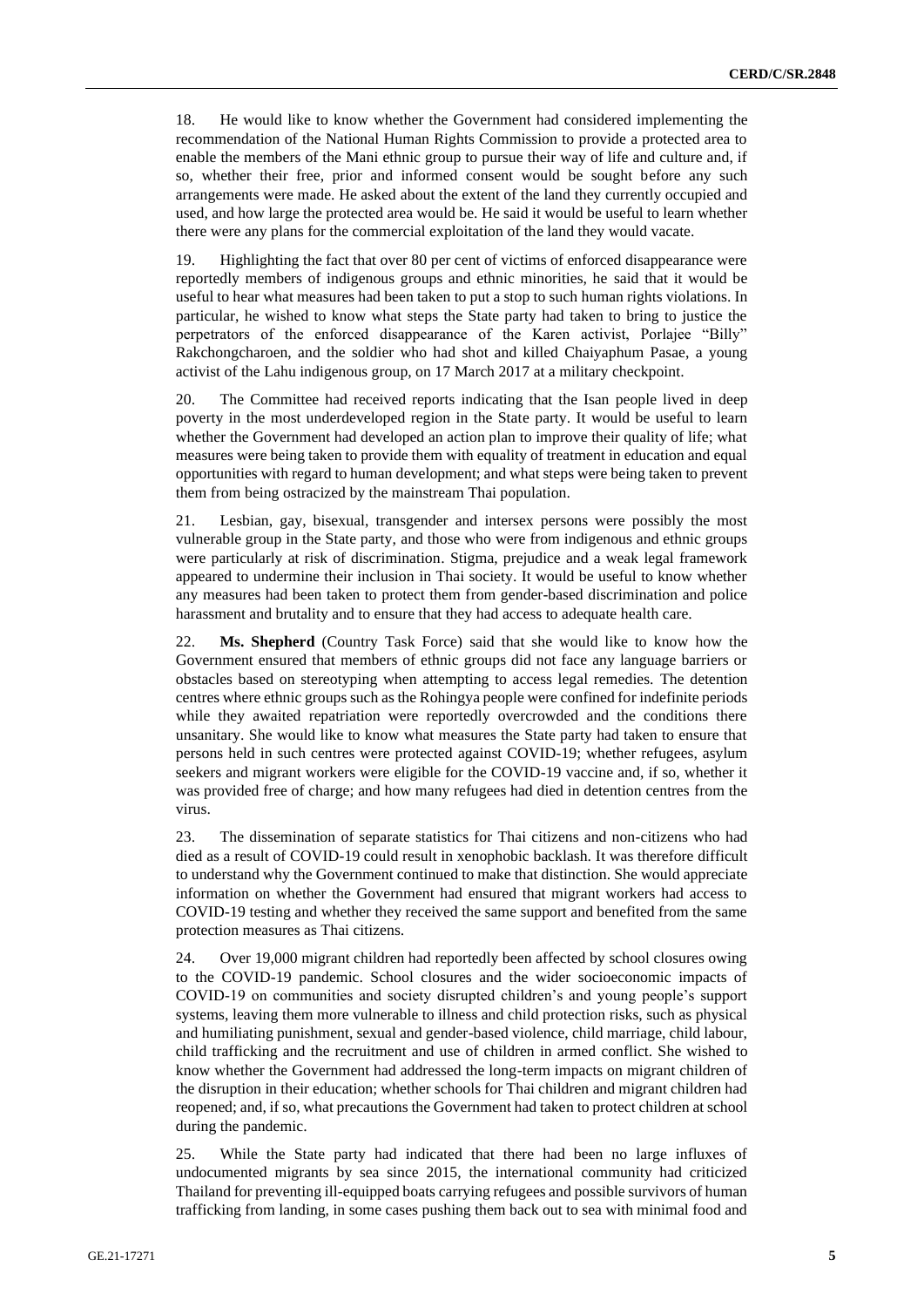18. He would like to know whether the Government had considered implementing the recommendation of the National Human Rights Commission to provide a protected area to enable the members of the Mani ethnic group to pursue their way of life and culture and, if so, whether their free, prior and informed consent would be sought before any such arrangements were made. He asked about the extent of the land they currently occupied and used, and how large the protected area would be. He said it would be useful to learn whether there were any plans for the commercial exploitation of the land they would vacate.

19. Highlighting the fact that over 80 per cent of victims of enforced disappearance were reportedly members of indigenous groups and ethnic minorities, he said that it would be useful to hear what measures had been taken to put a stop to such human rights violations. In particular, he wished to know what steps the State party had taken to bring to justice the perpetrators of the enforced disappearance of the Karen activist, Porlajee "Billy" Rakchongcharoen, and the soldier who had shot and killed Chaiyaphum Pasae, a young activist of the Lahu indigenous group, on 17 March 2017 at a military checkpoint.

20. The Committee had received reports indicating that the Isan people lived in deep poverty in the most underdeveloped region in the State party. It would be useful to learn whether the Government had developed an action plan to improve their quality of life; what measures were being taken to provide them with equality of treatment in education and equal opportunities with regard to human development; and what steps were being taken to prevent them from being ostracized by the mainstream Thai population.

21. Lesbian, gay, bisexual, transgender and intersex persons were possibly the most vulnerable group in the State party, and those who were from indigenous and ethnic groups were particularly at risk of discrimination. Stigma, prejudice and a weak legal framework appeared to undermine their inclusion in Thai society. It would be useful to know whether any measures had been taken to protect them from gender-based discrimination and police harassment and brutality and to ensure that they had access to adequate health care.

22. **Ms. Shepherd** (Country Task Force) said that she would like to know how the Government ensured that members of ethnic groups did not face any language barriers or obstacles based on stereotyping when attempting to access legal remedies. The detention centres where ethnic groups such as the Rohingya people were confined for indefinite periods while they awaited repatriation were reportedly overcrowded and the conditions there unsanitary. She would like to know what measures the State party had taken to ensure that persons held in such centres were protected against COVID-19; whether refugees, asylum seekers and migrant workers were eligible for the COVID-19 vaccine and, if so, whether it was provided free of charge; and how many refugees had died in detention centres from the virus.

23. The dissemination of separate statistics for Thai citizens and non-citizens who had died as a result of COVID-19 could result in xenophobic backlash. It was therefore difficult to understand why the Government continued to make that distinction. She would appreciate information on whether the Government had ensured that migrant workers had access to COVID-19 testing and whether they received the same support and benefited from the same protection measures as Thai citizens.

24. Over 19,000 migrant children had reportedly been affected by school closures owing to the COVID-19 pandemic. School closures and the wider socioeconomic impacts of COVID-19 on communities and society disrupted children's and young people's support systems, leaving them more vulnerable to illness and child protection risks, such as physical and humiliating punishment, sexual and gender-based violence, child marriage, child labour, child trafficking and the recruitment and use of children in armed conflict. She wished to know whether the Government had addressed the long-term impacts on migrant children of the disruption in their education; whether schools for Thai children and migrant children had reopened; and, if so, what precautions the Government had taken to protect children at school during the pandemic.

25. While the State party had indicated that there had been no large influxes of undocumented migrants by sea since 2015, the international community had criticized Thailand for preventing ill-equipped boats carrying refugees and possible survivors of human trafficking from landing, in some cases pushing them back out to sea with minimal food and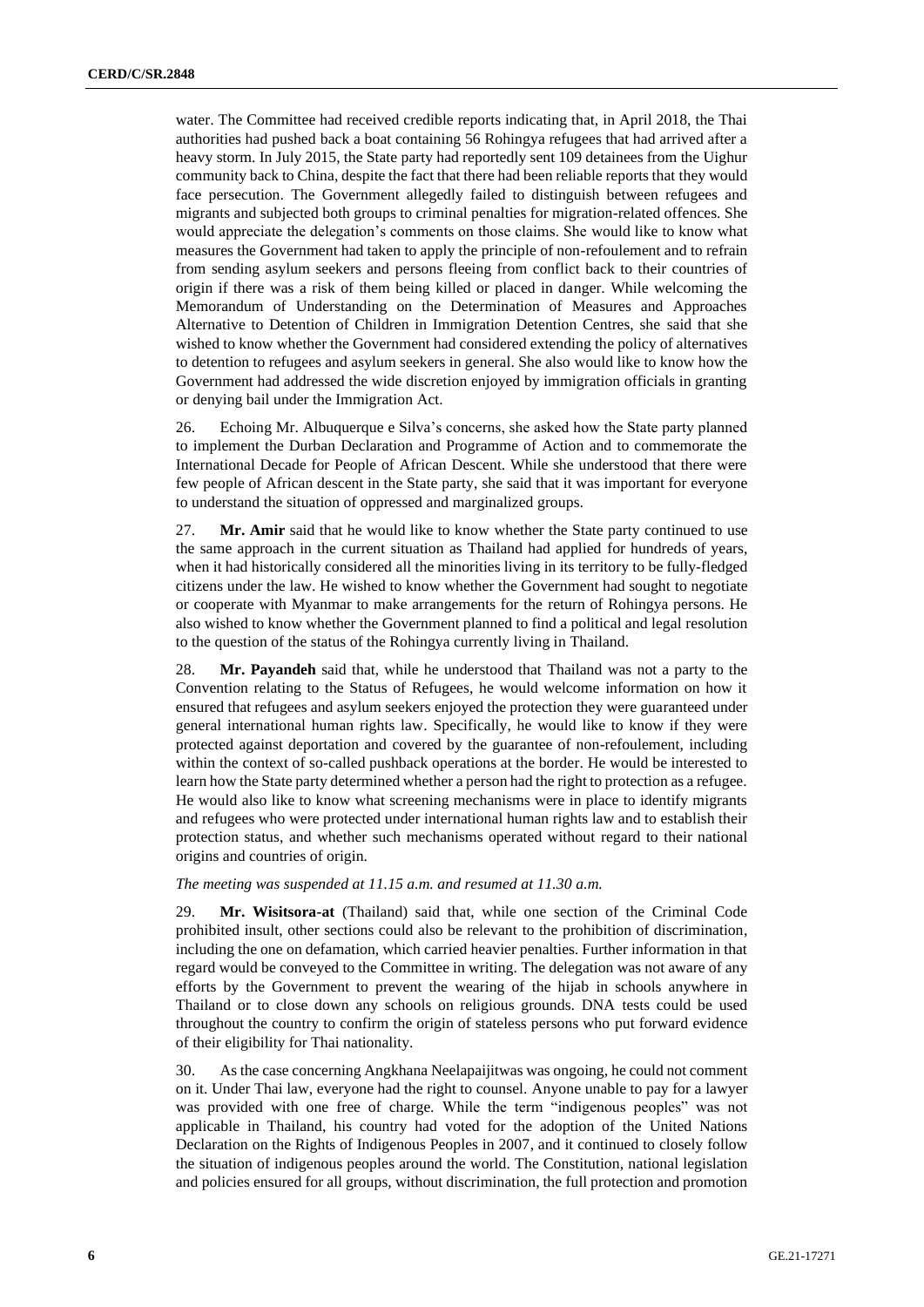water. The Committee had received credible reports indicating that, in April 2018, the Thai authorities had pushed back a boat containing 56 Rohingya refugees that had arrived after a heavy storm. In July 2015, the State party had reportedly sent 109 detainees from the Uighur community back to China, despite the fact that there had been reliable reports that they would face persecution. The Government allegedly failed to distinguish between refugees and migrants and subjected both groups to criminal penalties for migration-related offences. She would appreciate the delegation's comments on those claims. She would like to know what measures the Government had taken to apply the principle of non-refoulement and to refrain from sending asylum seekers and persons fleeing from conflict back to their countries of origin if there was a risk of them being killed or placed in danger. While welcoming the Memorandum of Understanding on the Determination of Measures and Approaches Alternative to Detention of Children in Immigration Detention Centres, she said that she wished to know whether the Government had considered extending the policy of alternatives to detention to refugees and asylum seekers in general. She also would like to know how the Government had addressed the wide discretion enjoyed by immigration officials in granting or denying bail under the Immigration Act.

26. Echoing Mr. Albuquerque e Silva's concerns, she asked how the State party planned to implement the Durban Declaration and Programme of Action and to commemorate the International Decade for People of African Descent. While she understood that there were few people of African descent in the State party, she said that it was important for everyone to understand the situation of oppressed and marginalized groups.

27. **Mr. Amir** said that he would like to know whether the State party continued to use the same approach in the current situation as Thailand had applied for hundreds of years, when it had historically considered all the minorities living in its territory to be fully-fledged citizens under the law. He wished to know whether the Government had sought to negotiate or cooperate with Myanmar to make arrangements for the return of Rohingya persons. He also wished to know whether the Government planned to find a political and legal resolution to the question of the status of the Rohingya currently living in Thailand.

28. **Mr. Payandeh** said that, while he understood that Thailand was not a party to the Convention relating to the Status of Refugees, he would welcome information on how it ensured that refugees and asylum seekers enjoyed the protection they were guaranteed under general international human rights law. Specifically, he would like to know if they were protected against deportation and covered by the guarantee of non-refoulement, including within the context of so-called pushback operations at the border. He would be interested to learn how the State party determined whether a person had the right to protection as a refugee. He would also like to know what screening mechanisms were in place to identify migrants and refugees who were protected under international human rights law and to establish their protection status, and whether such mechanisms operated without regard to their national origins and countries of origin.

*The meeting was suspended at 11.15 a.m. and resumed at 11.30 a.m.*

29. **Mr. Wisitsora-at** (Thailand) said that, while one section of the Criminal Code prohibited insult, other sections could also be relevant to the prohibition of discrimination, including the one on defamation, which carried heavier penalties. Further information in that regard would be conveyed to the Committee in writing. The delegation was not aware of any efforts by the Government to prevent the wearing of the hijab in schools anywhere in Thailand or to close down any schools on religious grounds. DNA tests could be used throughout the country to confirm the origin of stateless persons who put forward evidence of their eligibility for Thai nationality.

30. As the case concerning Angkhana Neelapaijitwas was ongoing, he could not comment on it. Under Thai law, everyone had the right to counsel. Anyone unable to pay for a lawyer was provided with one free of charge. While the term "indigenous peoples" was not applicable in Thailand, his country had voted for the adoption of the United Nations Declaration on the Rights of Indigenous Peoples in 2007, and it continued to closely follow the situation of indigenous peoples around the world. The Constitution, national legislation and policies ensured for all groups, without discrimination, the full protection and promotion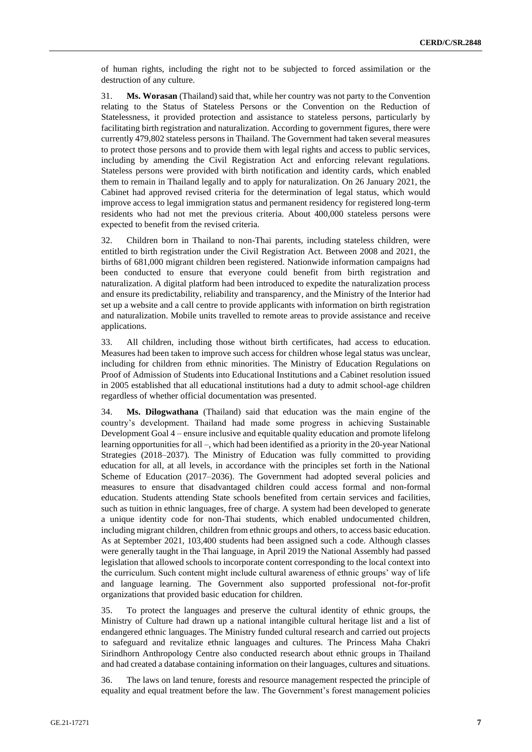of human rights, including the right not to be subjected to forced assimilation or the destruction of any culture.

31. **Ms. Worasan** (Thailand) said that, while her country was not party to the Convention relating to the Status of Stateless Persons or the Convention on the Reduction of Statelessness, it provided protection and assistance to stateless persons, particularly by facilitating birth registration and naturalization. According to government figures, there were currently 479,802 stateless persons in Thailand. The Government had taken several measures to protect those persons and to provide them with legal rights and access to public services, including by amending the Civil Registration Act and enforcing relevant regulations. Stateless persons were provided with birth notification and identity cards, which enabled them to remain in Thailand legally and to apply for naturalization. On 26 January 2021, the Cabinet had approved revised criteria for the determination of legal status, which would improve access to legal immigration status and permanent residency for registered long-term residents who had not met the previous criteria. About 400,000 stateless persons were expected to benefit from the revised criteria.

32. Children born in Thailand to non-Thai parents, including stateless children, were entitled to birth registration under the Civil Registration Act. Between 2008 and 2021, the births of 681,000 migrant children been registered. Nationwide information campaigns had been conducted to ensure that everyone could benefit from birth registration and naturalization. A digital platform had been introduced to expedite the naturalization process and ensure its predictability, reliability and transparency, and the Ministry of the Interior had set up a website and a call centre to provide applicants with information on birth registration and naturalization. Mobile units travelled to remote areas to provide assistance and receive applications.

33. All children, including those without birth certificates, had access to education. Measures had been taken to improve such access for children whose legal status was unclear, including for children from ethnic minorities. The Ministry of Education Regulations on Proof of Admission of Students into Educational Institutions and a Cabinet resolution issued in 2005 established that all educational institutions had a duty to admit school-age children regardless of whether official documentation was presented.

34. **Ms. Dilogwathana** (Thailand) said that education was the main engine of the country's development. Thailand had made some progress in achieving Sustainable Development Goal 4 – ensure inclusive and equitable quality education and promote lifelong learning opportunities for all –, which had been identified as a priority in the 20-year National Strategies (2018–2037). The Ministry of Education was fully committed to providing education for all, at all levels, in accordance with the principles set forth in the National Scheme of Education (2017–2036). The Government had adopted several policies and measures to ensure that disadvantaged children could access formal and non-formal education. Students attending State schools benefited from certain services and facilities, such as tuition in ethnic languages, free of charge. A system had been developed to generate a unique identity code for non-Thai students, which enabled undocumented children, including migrant children, children from ethnic groups and others, to access basic education. As at September 2021, 103,400 students had been assigned such a code. Although classes were generally taught in the Thai language, in April 2019 the National Assembly had passed legislation that allowed schools to incorporate content corresponding to the local context into the curriculum. Such content might include cultural awareness of ethnic groups' way of life and language learning. The Government also supported professional not-for-profit organizations that provided basic education for children.

35. To protect the languages and preserve the cultural identity of ethnic groups, the Ministry of Culture had drawn up a national intangible cultural heritage list and a list of endangered ethnic languages. The Ministry funded cultural research and carried out projects to safeguard and revitalize ethnic languages and cultures. The Princess Maha Chakri Sirindhorn Anthropology Centre also conducted research about ethnic groups in Thailand and had created a database containing information on their languages, cultures and situations.

36. The laws on land tenure, forests and resource management respected the principle of equality and equal treatment before the law. The Government's forest management policies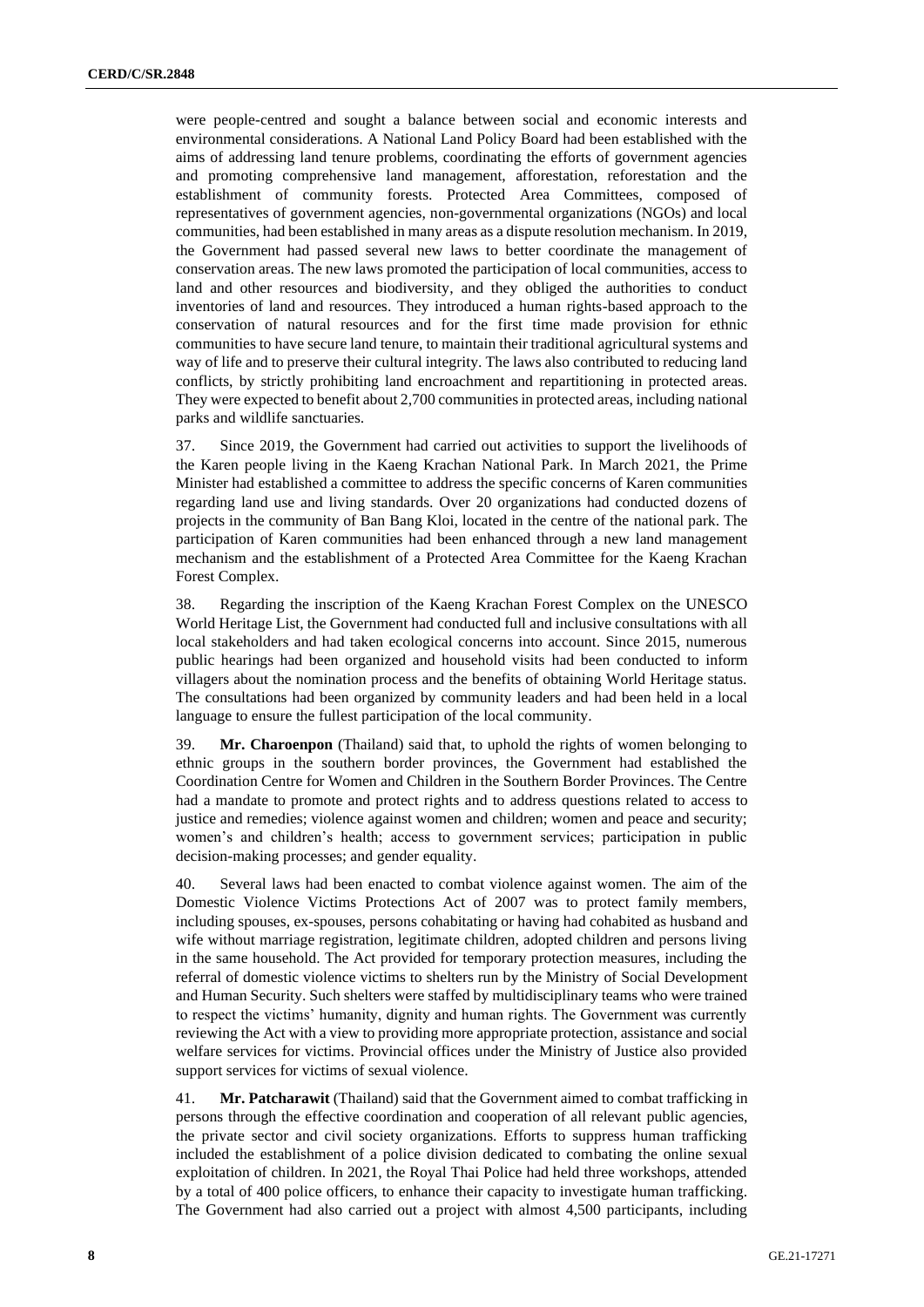were people-centred and sought a balance between social and economic interests and environmental considerations. A National Land Policy Board had been established with the aims of addressing land tenure problems, coordinating the efforts of government agencies and promoting comprehensive land management, afforestation, reforestation and the establishment of community forests. Protected Area Committees, composed of representatives of government agencies, non-governmental organizations (NGOs) and local communities, had been established in many areas as a dispute resolution mechanism. In 2019, the Government had passed several new laws to better coordinate the management of conservation areas. The new laws promoted the participation of local communities, access to land and other resources and biodiversity, and they obliged the authorities to conduct inventories of land and resources. They introduced a human rights-based approach to the conservation of natural resources and for the first time made provision for ethnic communities to have secure land tenure, to maintain their traditional agricultural systems and way of life and to preserve their cultural integrity. The laws also contributed to reducing land conflicts, by strictly prohibiting land encroachment and repartitioning in protected areas. They were expected to benefit about 2,700 communities in protected areas, including national parks and wildlife sanctuaries.

37. Since 2019, the Government had carried out activities to support the livelihoods of the Karen people living in the Kaeng Krachan National Park. In March 2021, the Prime Minister had established a committee to address the specific concerns of Karen communities regarding land use and living standards. Over 20 organizations had conducted dozens of projects in the community of Ban Bang Kloi, located in the centre of the national park. The participation of Karen communities had been enhanced through a new land management mechanism and the establishment of a Protected Area Committee for the Kaeng Krachan Forest Complex.

38. Regarding the inscription of the Kaeng Krachan Forest Complex on the UNESCO World Heritage List, the Government had conducted full and inclusive consultations with all local stakeholders and had taken ecological concerns into account. Since 2015, numerous public hearings had been organized and household visits had been conducted to inform villagers about the nomination process and the benefits of obtaining World Heritage status. The consultations had been organized by community leaders and had been held in a local language to ensure the fullest participation of the local community.

39. **Mr. Charoenpon** (Thailand) said that, to uphold the rights of women belonging to ethnic groups in the southern border provinces, the Government had established the Coordination Centre for Women and Children in the Southern Border Provinces. The Centre had a mandate to promote and protect rights and to address questions related to access to justice and remedies; violence against women and children; women and peace and security; women's and children's health; access to government services; participation in public decision-making processes; and gender equality.

40. Several laws had been enacted to combat violence against women. The aim of the Domestic Violence Victims Protections Act of 2007 was to protect family members, including spouses, ex-spouses, persons cohabitating or having had cohabited as husband and wife without marriage registration, legitimate children, adopted children and persons living in the same household. The Act provided for temporary protection measures, including the referral of domestic violence victims to shelters run by the Ministry of Social Development and Human Security. Such shelters were staffed by multidisciplinary teams who were trained to respect the victims' humanity, dignity and human rights. The Government was currently reviewing the Act with a view to providing more appropriate protection, assistance and social welfare services for victims. Provincial offices under the Ministry of Justice also provided support services for victims of sexual violence.

41. **Mr. Patcharawit** (Thailand) said that the Government aimed to combat trafficking in persons through the effective coordination and cooperation of all relevant public agencies, the private sector and civil society organizations. Efforts to suppress human trafficking included the establishment of a police division dedicated to combating the online sexual exploitation of children. In 2021, the Royal Thai Police had held three workshops, attended by a total of 400 police officers, to enhance their capacity to investigate human trafficking. The Government had also carried out a project with almost 4,500 participants, including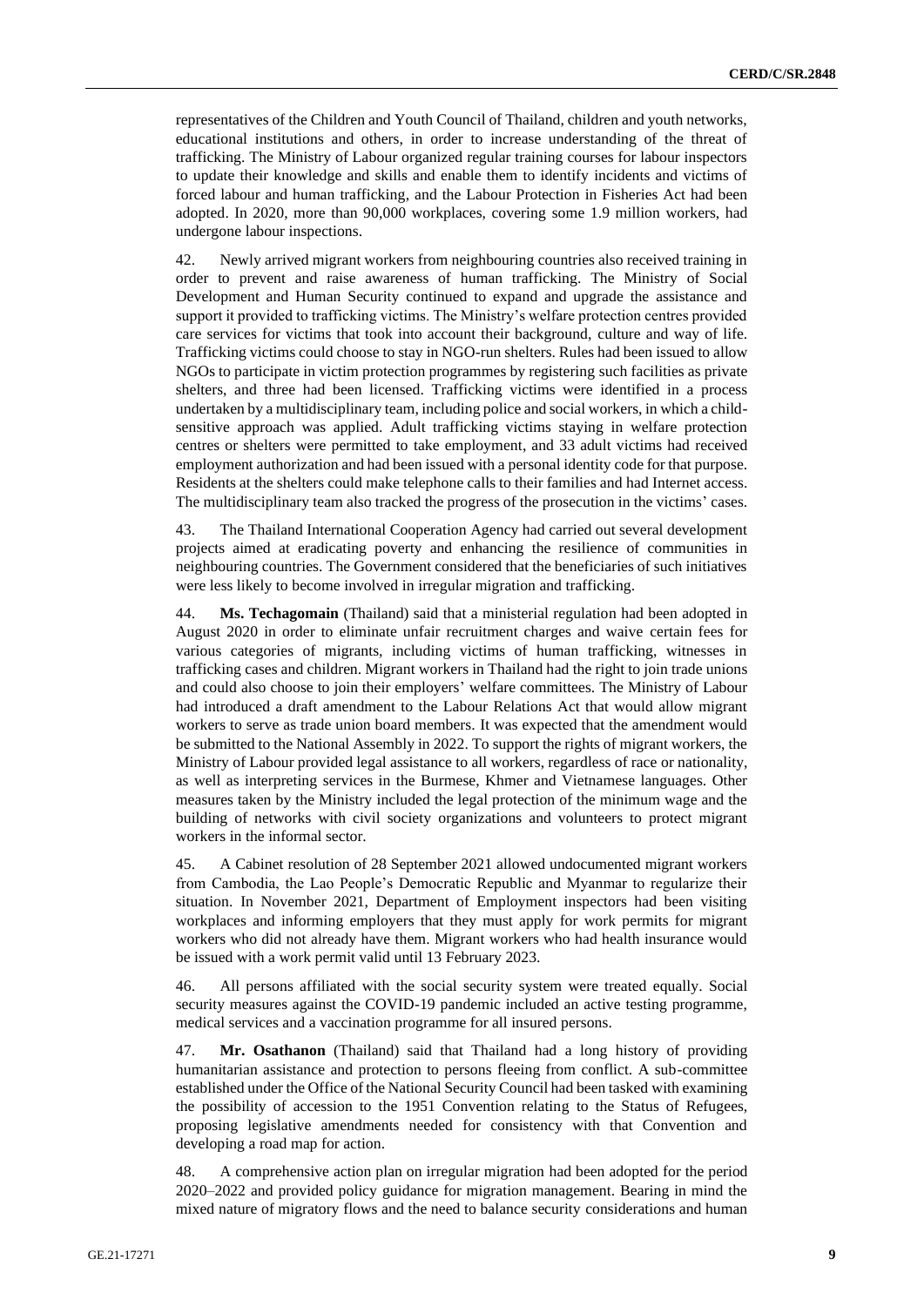representatives of the Children and Youth Council of Thailand, children and youth networks, educational institutions and others, in order to increase understanding of the threat of trafficking. The Ministry of Labour organized regular training courses for labour inspectors to update their knowledge and skills and enable them to identify incidents and victims of forced labour and human trafficking, and the Labour Protection in Fisheries Act had been adopted. In 2020, more than 90,000 workplaces, covering some 1.9 million workers, had undergone labour inspections.

42. Newly arrived migrant workers from neighbouring countries also received training in order to prevent and raise awareness of human trafficking. The Ministry of Social Development and Human Security continued to expand and upgrade the assistance and support it provided to trafficking victims. The Ministry's welfare protection centres provided care services for victims that took into account their background, culture and way of life. Trafficking victims could choose to stay in NGO-run shelters. Rules had been issued to allow NGOs to participate in victim protection programmes by registering such facilities as private shelters, and three had been licensed. Trafficking victims were identified in a process undertaken by a multidisciplinary team, including police and social workers, in which a child-sensitive approach was applied. Adult trafficking victims staying in welfare protection centres or shelters were permitted to take employment, and 33 adult victims had received employment authorization and had been issued with a personal identity code for that purpose. Residents at the shelters could make telephone calls to their families and had Internet access. The multidisciplinary team also tracked the progress of the prosecution in the victims' cases.

43. The Thailand International Cooperation Agency had carried out several development projects aimed at eradicating poverty and enhancing the resilience of communities in neighbouring countries. The Government considered that the beneficiaries of such initiatives were less likely to become involved in irregular migration and trafficking.

44. **Ms. Techagomain** (Thailand) said that a ministerial regulation had been adopted in August 2020 in order to eliminate unfair recruitment charges and waive certain fees for various categories of migrants, including victims of human trafficking, witnesses in trafficking cases and children. Migrant workers in Thailand had the right to join trade unions and could also choose to join their employers' welfare committees. The Ministry of Labour had introduced a draft amendment to the Labour Relations Act that would allow migrant workers to serve as trade union board members. It was expected that the amendment would be submitted to the National Assembly in 2022. To support the rights of migrant workers, the Ministry of Labour provided legal assistance to all workers, regardless of race or nationality, as well as interpreting services in the Burmese, Khmer and Vietnamese languages. Other measures taken by the Ministry included the legal protection of the minimum wage and the building of networks with civil society organizations and volunteers to protect migrant workers in the informal sector.

45. A Cabinet resolution of 28 September 2021 allowed undocumented migrant workers from Cambodia, the Lao People's Democratic Republic and Myanmar to regularize their situation. In November 2021, Department of Employment inspectors had been visiting workplaces and informing employers that they must apply for work permits for migrant workers who did not already have them. Migrant workers who had health insurance would be issued with a work permit valid until 13 February 2023.

46. All persons affiliated with the social security system were treated equally. Social security measures against the COVID-19 pandemic included an active testing programme, medical services and a vaccination programme for all insured persons.

47. **Mr. Osathanon** (Thailand) said that Thailand had a long history of providing humanitarian assistance and protection to persons fleeing from conflict. A sub-committee established under the Office of the National Security Council had been tasked with examining the possibility of accession to the 1951 Convention relating to the Status of Refugees, proposing legislative amendments needed for consistency with that Convention and developing a road map for action.

48. A comprehensive action plan on irregular migration had been adopted for the period 2020–2022 and provided policy guidance for migration management. Bearing in mind the mixed nature of migratory flows and the need to balance security considerations and human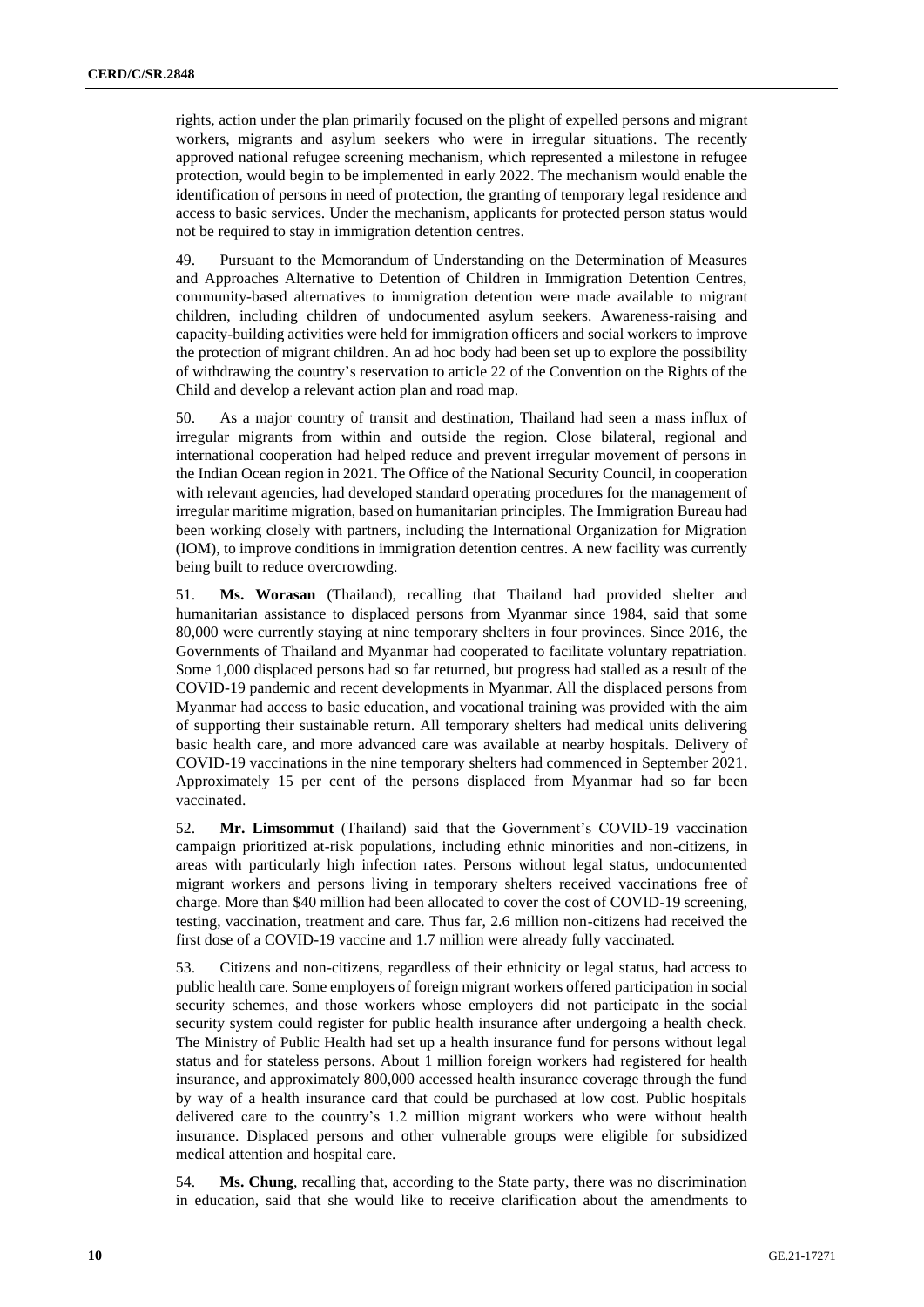rights, action under the plan primarily focused on the plight of expelled persons and migrant workers, migrants and asylum seekers who were in irregular situations. The recently approved national refugee screening mechanism, which represented a milestone in refugee protection, would begin to be implemented in early 2022. The mechanism would enable the identification of persons in need of protection, the granting of temporary legal residence and access to basic services. Under the mechanism, applicants for protected person status would not be required to stay in immigration detention centres.

49. Pursuant to the Memorandum of Understanding on the Determination of Measures and Approaches Alternative to Detention of Children in Immigration Detention Centres, community-based alternatives to immigration detention were made available to migrant children, including children of undocumented asylum seekers. Awareness-raising and capacity-building activities were held for immigration officers and social workers to improve the protection of migrant children. An ad hoc body had been set up to explore the possibility of withdrawing the country's reservation to article 22 of the Convention on the Rights of the Child and develop a relevant action plan and road map.

50. As a major country of transit and destination, Thailand had seen a mass influx of irregular migrants from within and outside the region. Close bilateral, regional and international cooperation had helped reduce and prevent irregular movement of persons in the Indian Ocean region in 2021. The Office of the National Security Council, in cooperation with relevant agencies, had developed standard operating procedures for the management of irregular maritime migration, based on humanitarian principles. The Immigration Bureau had been working closely with partners, including the International Organization for Migration (IOM), to improve conditions in immigration detention centres. A new facility was currently being built to reduce overcrowding.

51. **Ms. Worasan** (Thailand), recalling that Thailand had provided shelter and humanitarian assistance to displaced persons from Myanmar since 1984, said that some 80,000 were currently staying at nine temporary shelters in four provinces. Since 2016, the Governments of Thailand and Myanmar had cooperated to facilitate voluntary repatriation. Some 1,000 displaced persons had so far returned, but progress had stalled as a result of the COVID-19 pandemic and recent developments in Myanmar. All the displaced persons from Myanmar had access to basic education, and vocational training was provided with the aim of supporting their sustainable return. All temporary shelters had medical units delivering basic health care, and more advanced care was available at nearby hospitals. Delivery of COVID-19 vaccinations in the nine temporary shelters had commenced in September 2021. Approximately 15 per cent of the persons displaced from Myanmar had so far been vaccinated.

52. **Mr. Limsommut** (Thailand) said that the Government's COVID-19 vaccination campaign prioritized at-risk populations, including ethnic minorities and non-citizens, in areas with particularly high infection rates. Persons without legal status, undocumented migrant workers and persons living in temporary shelters received vaccinations free of charge. More than $40 million had been allocated to cover the cost of COVID-19 screening, testing, vaccination, treatment and care. Thus far, 2.6 million non-citizens had received the first dose of a COVID-19 vaccine and 1.7 million were already fully vaccinated.

53. Citizens and non-citizens, regardless of their ethnicity or legal status, had access to public health care. Some employers of foreign migrant workers offered participation in social security schemes, and those workers whose employers did not participate in the social security system could register for public health insurance after undergoing a health check. The Ministry of Public Health had set up a health insurance fund for persons without legal status and for stateless persons. About 1 million foreign workers had registered for health insurance, and approximately 800,000 accessed health insurance coverage through the fund by way of a health insurance card that could be purchased at low cost. Public hospitals delivered care to the country's 1.2 million migrant workers who were without health insurance. Displaced persons and other vulnerable groups were eligible for subsidized medical attention and hospital care.

54. **Ms. Chung**, recalling that, according to the State party, there was no discrimination in education, said that she would like to receive clarification about the amendments to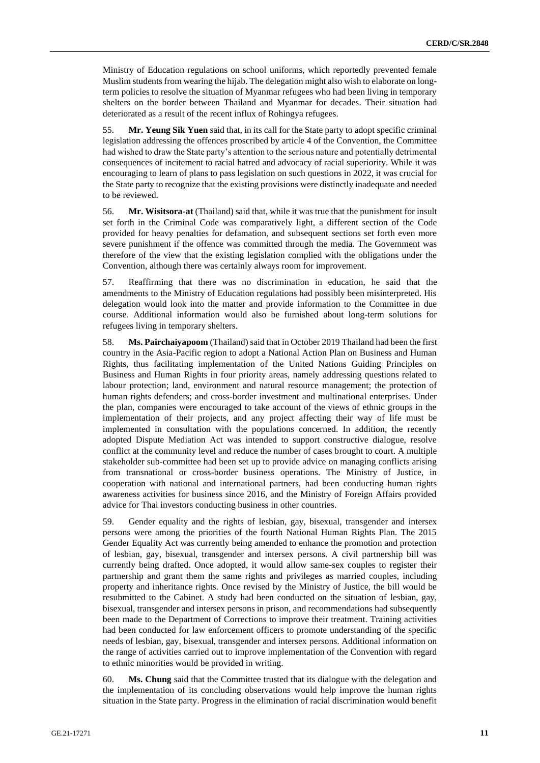Ministry of Education regulations on school uniforms, which reportedly prevented female Muslim students from wearing the hijab. The delegation might also wish to elaborate on long-term policies to resolve the situation of Myanmar refugees who had been living in temporary shelters on the border between Thailand and Myanmar for decades. Their situation had deteriorated as a result of the recent influx of Rohingya refugees.

55. **Mr. Yeung Sik Yuen** said that, in its call for the State party to adopt specific criminal legislation addressing the offences proscribed by article 4 of the Convention, the Committee had wished to draw the State party's attention to the serious nature and potentially detrimental consequences of incitement to racial hatred and advocacy of racial superiority. While it was encouraging to learn of plans to pass legislation on such questions in 2022, it was crucial for the State party to recognize that the existing provisions were distinctly inadequate and needed to be reviewed.

56. **Mr. Wisitsora-at** (Thailand) said that, while it was true that the punishment for insult set forth in the Criminal Code was comparatively light, a different section of the Code provided for heavy penalties for defamation, and subsequent sections set forth even more severe punishment if the offence was committed through the media. The Government was therefore of the view that the existing legislation complied with the obligations under the Convention, although there was certainly always room for improvement.

57. Reaffirming that there was no discrimination in education, he said that the amendments to the Ministry of Education regulations had possibly been misinterpreted. His delegation would look into the matter and provide information to the Committee in due course. Additional information would also be furnished about long-term solutions for refugees living in temporary shelters.

58. **Ms. Pairchaiyapoom** (Thailand) said that in October 2019 Thailand had been the first country in the Asia-Pacific region to adopt a National Action Plan on Business and Human Rights, thus facilitating implementation of the United Nations Guiding Principles on Business and Human Rights in four priority areas, namely addressing questions related to labour protection; land, environment and natural resource management; the protection of human rights defenders; and cross-border investment and multinational enterprises. Under the plan, companies were encouraged to take account of the views of ethnic groups in the implementation of their projects, and any project affecting their way of life must be implemented in consultation with the populations concerned. In addition, the recently adopted Dispute Mediation Act was intended to support constructive dialogue, resolve conflict at the community level and reduce the number of cases brought to court. A multiple stakeholder sub-committee had been set up to provide advice on managing conflicts arising from transnational or cross-border business operations. The Ministry of Justice, in cooperation with national and international partners, had been conducting human rights awareness activities for business since 2016, and the Ministry of Foreign Affairs provided advice for Thai investors conducting business in other countries.

59. Gender equality and the rights of lesbian, gay, bisexual, transgender and intersex persons were among the priorities of the fourth National Human Rights Plan. The 2015 Gender Equality Act was currently being amended to enhance the promotion and protection of lesbian, gay, bisexual, transgender and intersex persons. A civil partnership bill was currently being drafted. Once adopted, it would allow same-sex couples to register their partnership and grant them the same rights and privileges as married couples, including property and inheritance rights. Once revised by the Ministry of Justice, the bill would be resubmitted to the Cabinet. A study had been conducted on the situation of lesbian, gay, bisexual, transgender and intersex persons in prison, and recommendations had subsequently been made to the Department of Corrections to improve their treatment. Training activities had been conducted for law enforcement officers to promote understanding of the specific needs of lesbian, gay, bisexual, transgender and intersex persons. Additional information on the range of activities carried out to improve implementation of the Convention with regard to ethnic minorities would be provided in writing.

60. **Ms. Chung** said that the Committee trusted that its dialogue with the delegation and the implementation of its concluding observations would help improve the human rights situation in the State party. Progress in the elimination of racial discrimination would benefit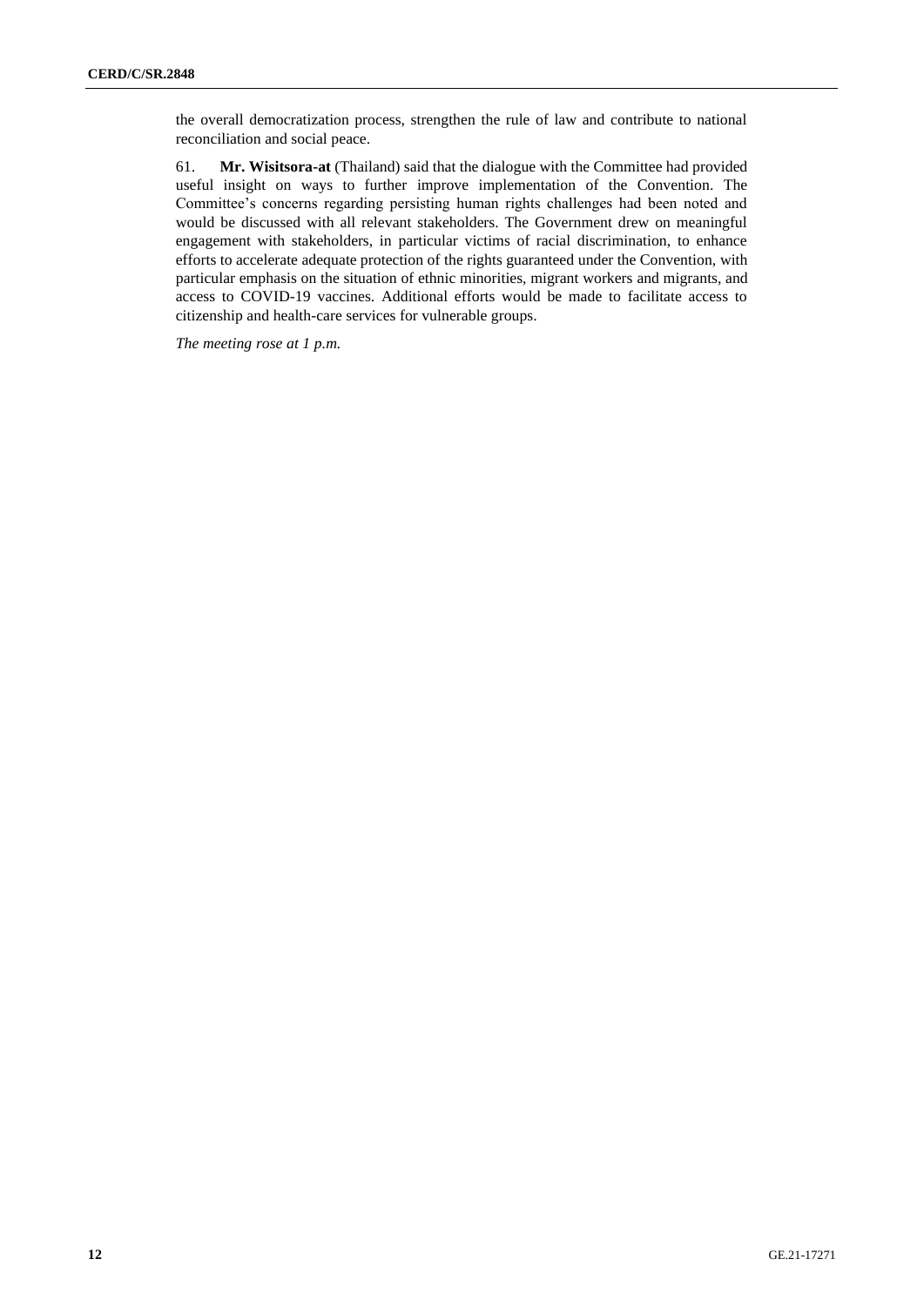the overall democratization process, strengthen the rule of law and contribute to national reconciliation and social peace.

61. **Mr. Wisitsora-at** (Thailand) said that the dialogue with the Committee had provided useful insight on ways to further improve implementation of the Convention. The Committee's concerns regarding persisting human rights challenges had been noted and would be discussed with all relevant stakeholders. The Government drew on meaningful engagement with stakeholders, in particular victims of racial discrimination, to enhance efforts to accelerate adequate protection of the rights guaranteed under the Convention, with particular emphasis on the situation of ethnic minorities, migrant workers and migrants, and access to COVID-19 vaccines. Additional efforts would be made to facilitate access to citizenship and health-care services for vulnerable groups.

*The meeting rose at 1 p.m.*